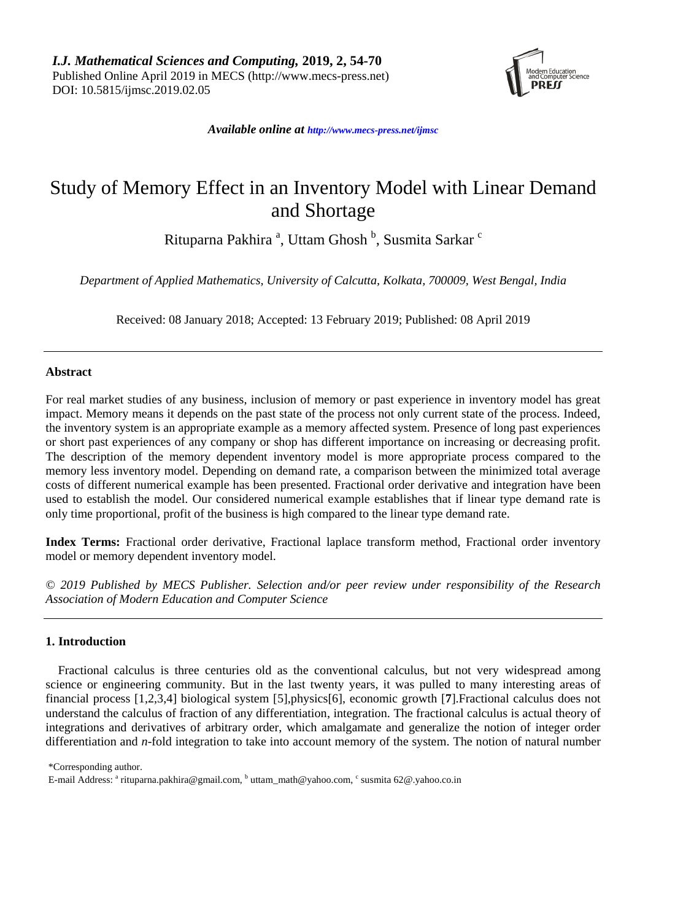*I.J. Mathematical Sciences and Computing,* **2019, 2, 54-70**
Published Online April 2019 in MECS (http://www.mecs-press.net)
DOI: 10.5815/ijmsc.2019.02.05

***Available online at** http://www.mecs-press.net/ijmsc*

# Study of Memory Effect in an Inventory Model with Linear Demand and Shortage

Rituparna Pakhira [a], Uttam Ghosh [b], Susmita Sarkar [c]

*Department of Applied Mathematics, University of Calcutta, Kolkata, 700009, West Bengal, India*

Received: 08 January 2018; Accepted: 13 February 2019; Published: 08 April 2019

## Abstract

For real market studies of any business, inclusion of memory or past experience in inventory model has great impact. Memory means it depends on the past state of the process not only current state of the process. Indeed, the inventory system is an appropriate example as a memory affected system. Presence of long past experiences or short past experiences of any company or shop has different importance on increasing or decreasing profit. The description of the memory dependent inventory model is more appropriate process compared to the memory less inventory model. Depending on demand rate, a comparison between the minimized total average costs of different numerical example has been presented. Fractional order derivative and integration have been used to establish the model. Our considered numerical example establishes that if linear type demand rate is only time proportional, profit of the business is high compared to the linear type demand rate.

**Index Terms:** Fractional order derivative, Fractional laplace transform method, Fractional order inventory model or memory dependent inventory model.

*© 2019 Published by MECS Publisher. Selection and/or peer review under responsibility of the Research Association of Modern Education and Computer Science*

## 1. Introduction

Fractional calculus is three centuries old as the conventional calculus, but not very widespread among science or engineering community. But in the last twenty years, it was pulled to many interesting areas of financial process [1,2,3,4] biological system [5],physics[6], economic growth [**7**].Fractional calculus does not understand the calculus of fraction of any differentiation, integration. The fractional calculus is actual theory of integrations and derivatives of arbitrary order, which amalgamate and generalize the notion of integer order differentiation and *n*-fold integration to take into account memory of the system. The notion of natural number

\*Corresponding author.
E-mail Address: [a] rituparna.pakhira@gmail.com, [b] uttam_math@yahoo.com, [c] susmita 62@.yahoo.co.in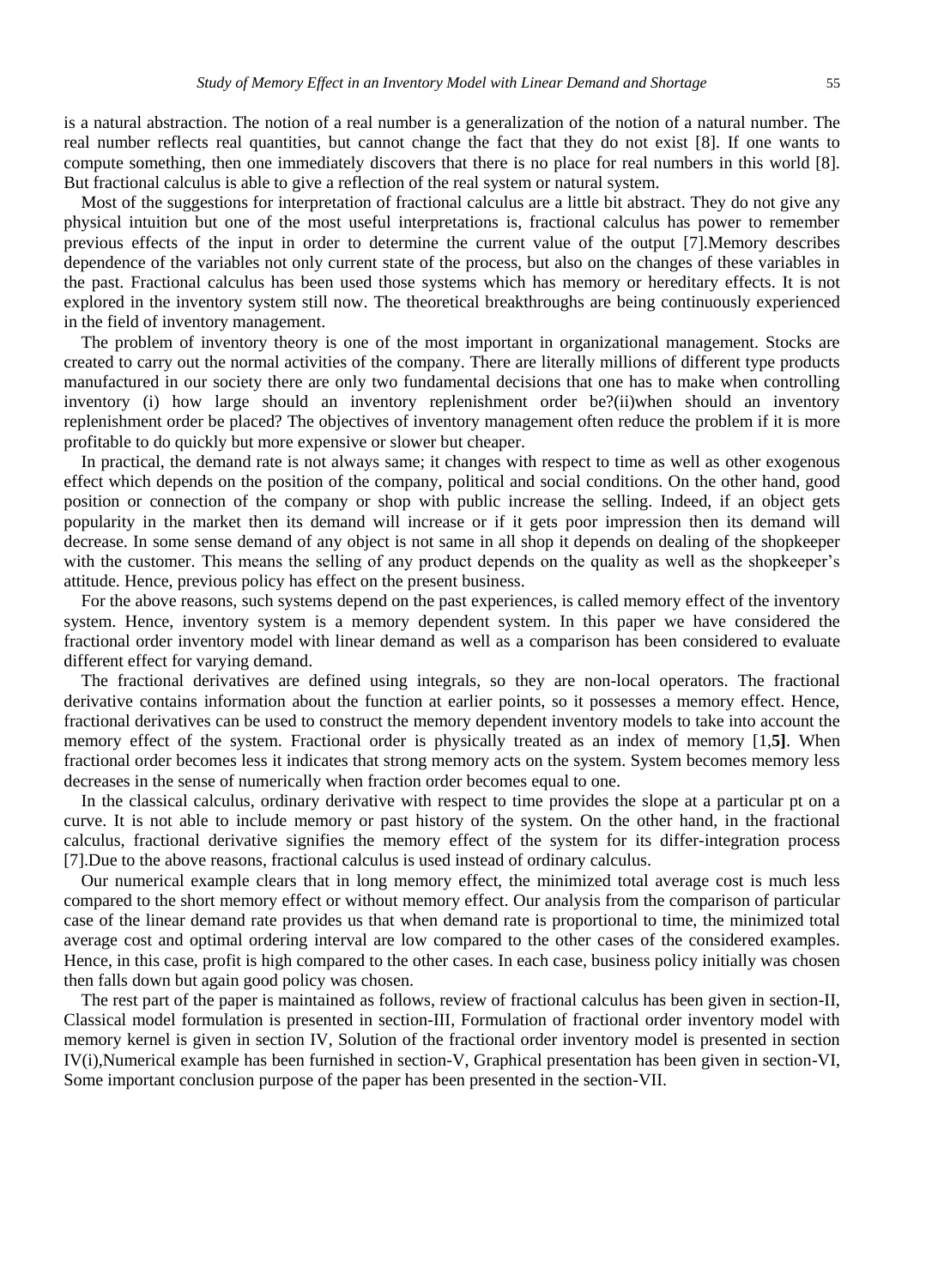is a natural abstraction. The notion of a real number is a generalization of the notion of a natural number. The real number reflects real quantities, but cannot change the fact that they do not exist [8]. If one wants to compute something, then one immediately discovers that there is no place for real numbers in this world [8]. But fractional calculus is able to give a reflection of the real system or natural system.

Most of the suggestions for interpretation of fractional calculus are a little bit abstract. They do not give any physical intuition but one of the most useful interpretations is, fractional calculus has power to remember previous effects of the input in order to determine the current value of the output [7].Memory describes dependence of the variables not only current state of the process, but also on the changes of these variables in the past. Fractional calculus has been used those systems which has memory or hereditary effects. It is not explored in the inventory system still now. The theoretical breakthroughs are being continuously experienced in the field of inventory management.

The problem of inventory theory is one of the most important in organizational management. Stocks are created to carry out the normal activities of the company. There are literally millions of different type products manufactured in our society there are only two fundamental decisions that one has to make when controlling inventory (i) how large should an inventory replenishment order be?(ii)when should an inventory replenishment order be placed? The objectives of inventory management often reduce the problem if it is more profitable to do quickly but more expensive or slower but cheaper.

In practical, the demand rate is not always same; it changes with respect to time as well as other exogenous effect which depends on the position of the company, political and social conditions. On the other hand, good position or connection of the company or shop with public increase the selling. Indeed, if an object gets popularity in the market then its demand will increase or if it gets poor impression then its demand will decrease. In some sense demand of any object is not same in all shop it depends on dealing of the shopkeeper with the customer. This means the selling of any product depends on the quality as well as the shopkeeper's attitude. Hence, previous policy has effect on the present business.

For the above reasons, such systems depend on the past experiences, is called memory effect of the inventory system. Hence, inventory system is a memory dependent system. In this paper we have considered the fractional order inventory model with linear demand as well as a comparison has been considered to evaluate different effect for varying demand.

The fractional derivatives are defined using integrals, so they are non-local operators. The fractional derivative contains information about the function at earlier points, so it possesses a memory effect. Hence, fractional derivatives can be used to construct the memory dependent inventory models to take into account the memory effect of the system. Fractional order is physically treated as an index of memory [1,**5]**. When fractional order becomes less it indicates that strong memory acts on the system. System becomes memory less decreases in the sense of numerically when fraction order becomes equal to one.

In the classical calculus, ordinary derivative with respect to time provides the slope at a particular pt on a curve. It is not able to include memory or past history of the system. On the other hand, in the fractional calculus, fractional derivative signifies the memory effect of the system for its differ-integration process [7].Due to the above reasons, fractional calculus is used instead of ordinary calculus.

Our numerical example clears that in long memory effect, the minimized total average cost is much less compared to the short memory effect or without memory effect. Our analysis from the comparison of particular case of the linear demand rate provides us that when demand rate is proportional to time, the minimized total average cost and optimal ordering interval are low compared to the other cases of the considered examples. Hence, in this case, profit is high compared to the other cases. In each case, business policy initially was chosen then falls down but again good policy was chosen.

The rest part of the paper is maintained as follows, review of fractional calculus has been given in section-II, Classical model formulation is presented in section-III, Formulation of fractional order inventory model with memory kernel is given in section IV, Solution of the fractional order inventory model is presented in section IV(i),Numerical example has been furnished in section-V, Graphical presentation has been given in section-VI, Some important conclusion purpose of the paper has been presented in the section-VII.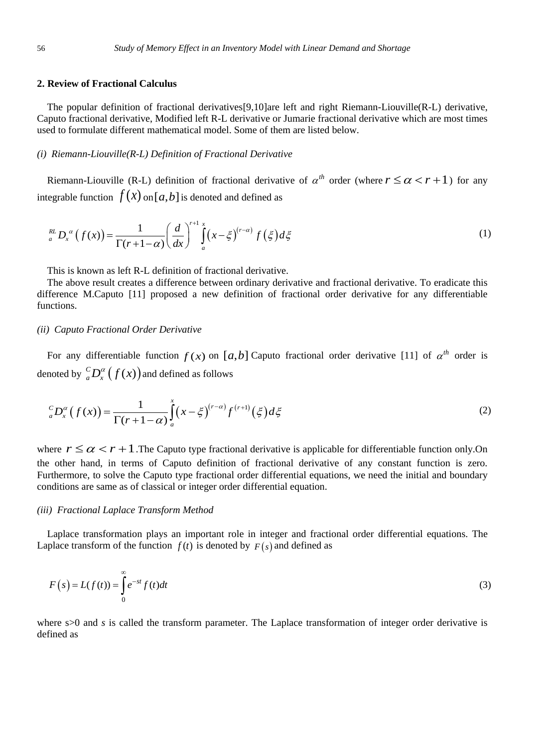## 2. Review of Fractional Calculus

The popular definition of fractional derivatives[9,10]are left and right Riemann-Liouville(R-L) derivative, Caputo fractional derivative, Modified left R-L derivative or Jumarie fractional derivative which are most times used to formulate different mathematical model. Some of them are listed below.

### *(i) Riemann-Liouville(R-L) Definition of Fractional Derivative*

Riemann-Liouville (R-L) definition of fractional derivative of $\alpha^{th}$ order (where $r \le \alpha < r+1$) for any integrable function $f(x)$ on $[a,b]$ is denoted and defined as

$$ {}_{a}^{RL}D_x^{\alpha}\left(f(x)\right) = \frac{1}{\Gamma(r+1-\alpha)}\left(\frac{d}{dx}\right)^{r+1}\int_a^x \left(x-\xi\right)^{(r-\alpha)} f\left(\xi\right)d\xi \tag{1} $$

This is known as left R-L definition of fractional derivative.

The above result creates a difference between ordinary derivative and fractional derivative. To eradicate this difference M.Caputo [11] proposed a new definition of fractional order derivative for any differentiable functions.

### *(ii) Caputo Fractional Order Derivative*

For any differentiable function $f(x)$ on $[a,b]$ Caputo fractional order derivative [11] of $\alpha^{th}$ order is denoted by ${}_{a}^{C}D_x^{\alpha}\left(f(x)\right)$ and defined as follows

$$ {}_{a}^{C}D_x^{\alpha}\left(f(x)\right) = \frac{1}{\Gamma(r+1-\alpha)}\int_a^x \left(x-\xi\right)^{(r-\alpha)} f^{(r+1)}\left(\xi\right)d\xi \tag{2} $$

where $r \le \alpha < r+1$.The Caputo type fractional derivative is applicable for differentiable function only.On the other hand, in terms of Caputo definition of fractional derivative of any constant function is zero. Furthermore, to solve the Caputo type fractional order differential equations, we need the initial and boundary conditions are same as of classical or integer order differential equation.

### *(iii) Fractional Laplace Transform Method*

Laplace transformation plays an important role in integer and fractional order differential equations. The Laplace transform of the function $f(t)$ is denoted by $F(s)$ and defined as

$$ F\left(s\right) = L(f(t)) = \int_0^{\infty} e^{-st} f(t)dt \tag{3} $$

where s>0 and *s* is called the transform parameter. The Laplace transformation of integer order derivative is defined as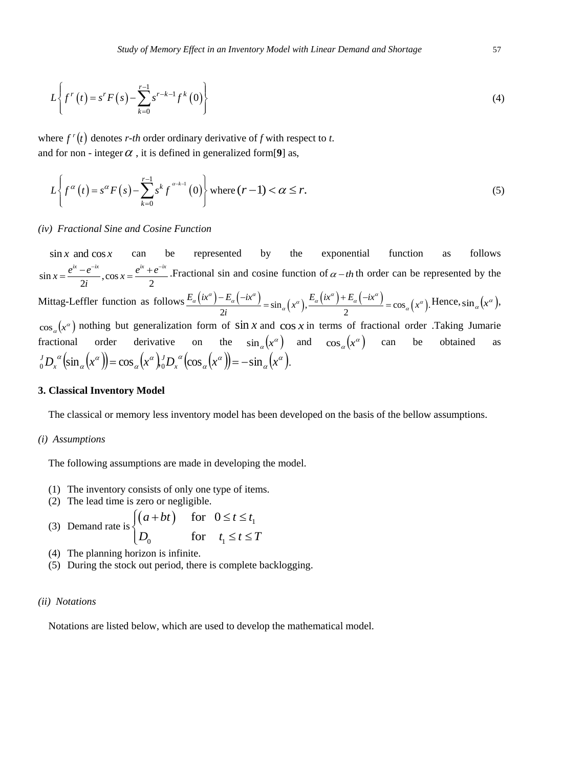$$L\left\{ f^{r}\left(t\right) = s^{r} F\left(s\right) - \sum_{k=0}^{r-1} s^{r-k-1} f^{k}\left(0\right) \right\} \tag{4}$$

where $f^{r}(t)$ denotes *r-th* order ordinary derivative of *f* with respect to *t*.
and for non - integer $\alpha$ , it is defined in generalized form[**9**] as,

$$L\left\{ f^{\alpha}\left(t\right) = s^{\alpha} F\left(s\right) - \sum_{k=0}^{r-1} s^{k} f^{\alpha-k-1}\left(0\right) \right\} \text{ where } (r-1) < \alpha \leq r. \tag{5}$$

*(iv) Fractional Sine and Cosine Function*

$\sin x$ and $\cos x$ can be represented by the exponential function as follows $\sin x = \dfrac{e^{ix} - e^{-ix}}{2i}, \cos x = \dfrac{e^{ix} + e^{-ix}}{2}$ .Fractional sin and cosine function of $\alpha - th$ th order can be represented by the Mittag-Leffler function as follows $\dfrac{E_{\alpha}\left(ix^{\alpha}\right) - E_{\alpha}\left(-ix^{\alpha}\right)}{2i} = \sin_{\alpha}\left(x^{\alpha}\right), \dfrac{E_{\alpha}\left(ix^{\alpha}\right) + E_{\alpha}\left(-ix^{\alpha}\right)}{2} = \cos_{\alpha}\left(x^{\alpha}\right)$. Hence, $\sin_{\alpha}\left(x^{\alpha}\right)$, $\cos_{\alpha}\left(x^{\alpha}\right)$ nothing but generalization form of $\sin x$ and $\cos x$ in terms of fractional order .Taking Jumarie fractional order derivative on the $\sin_{\alpha}\left(x^{\alpha}\right)$ and $\cos_{\alpha}\left(x^{\alpha}\right)$ can be obtained as ${}_{0}^{J}D_{x}^{\alpha}\left(\sin_{\alpha}\left(x^{\alpha}\right)\right) = \cos_{\alpha}\left(x^{\alpha}\right), {}_{0}^{J}D_{x}^{\alpha}\left(\cos_{\alpha}\left(x^{\alpha}\right)\right) = -\sin_{\alpha}\left(x^{\alpha}\right)$.

## 3. Classical Inventory Model

The classical or memory less inventory model has been developed on the basis of the bellow assumptions.

*(i) Assumptions*

The following assumptions are made in developing the model.

(1) The inventory consists of only one type of items.
(2) The lead time is zero or negligible.
(3) Demand rate is $\begin{cases} (a+bt) & \text{for} \quad 0 \leq t \leq t_1 \\ D_0 & \text{for} \quad t_1 \leq t \leq T \end{cases}$
(4) The planning horizon is infinite.
(5) During the stock out period, there is complete backlogging.

*(ii) Notations*

Notations are listed below, which are used to develop the mathematical model.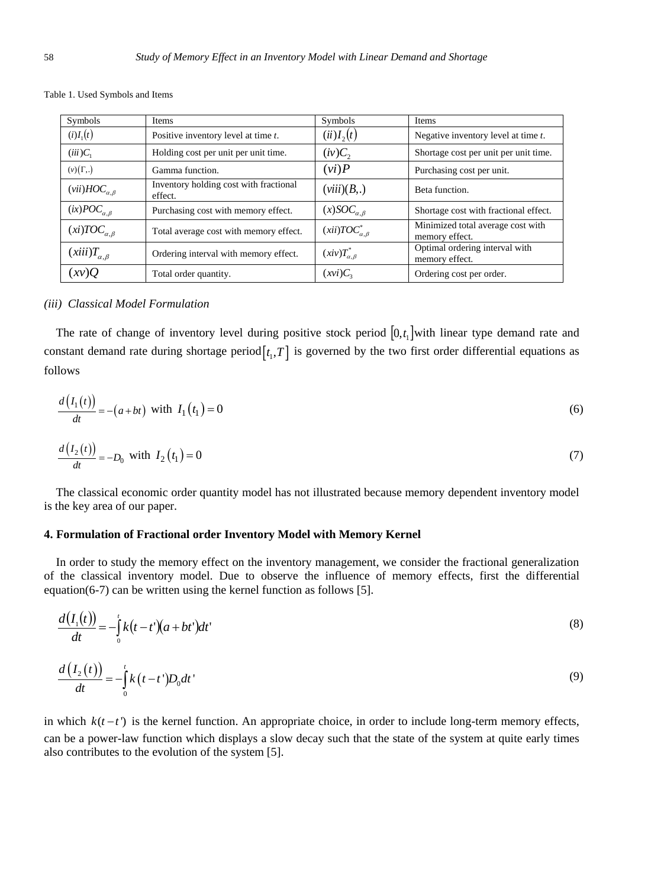Table 1. Used Symbols and Items

| Symbols | Items | Symbols | Items |
|---|---|---|---|
| $(i) I_1(t)$ | Positive inventory level at time *t*. | $(ii) I_2(t)$ | Negative inventory level at time *t*. |
| $(iii) C_1$ | Holding cost per unit per unit time. | $(iv) C_2$ | Shortage cost per unit per unit time. |
| $(v)(\Gamma,.)$ | Gamma function. | $(vi) P$ | Purchasing cost per unit. |
| $(vii) HOC_{\alpha,\beta}$ | Inventory holding cost with fractional effect. | $(viii)(B,.)$ | Beta function. |
| $(ix) POC_{\alpha,\beta}$ | Purchasing cost with memory effect. | $(x) SOC_{\alpha,\beta}$ | Shortage cost with fractional effect. |
| $(xi) TOC_{\alpha,\beta}$ | Total average cost with memory effect. | $(xii) TOC^*_{\alpha,\beta}$ | Minimized total average cost with memory effect. |
| $(xiii) T_{\alpha,\beta}$ | Ordering interval with memory effect. | $(xiv) T^*_{\alpha,\beta}$ | Optimal ordering interval with memory effect. |
| $(xv) Q$ | Total order quantity. | $(xvi) C_3$ | Ordering cost per order. |

*(iii) Classical Model Formulation*

The rate of change of inventory level during positive stock period $[0, t_1]$ with linear type demand rate and constant demand rate during shortage period $[t_1, T]$ is governed by the two first order differential equations as follows

$$\frac{d(I_1(t))}{dt} = -(a+bt) \text{ with } I_1(t_1) = 0 \tag{6}$$

$$\frac{d(I_2(t))}{dt} = -D_0 \text{ with } I_2(t_1) = 0 \tag{7}$$

The classical economic order quantity model has not illustrated because memory dependent inventory model is the key area of our paper.

## 4. Formulation of Fractional order Inventory Model with Memory Kernel

In order to study the memory effect on the inventory management, we consider the fractional generalization of the classical inventory model. Due to observe the influence of memory effects, first the differential equation(6-7) can be written using the kernel function as follows [5].

$$\frac{d(I_1(t))}{dt} = -\int_0^t k(t-t')(a+bt')dt' \tag{8}$$

$$\frac{d(I_2(t))}{dt} = -\int_0^t k(t-t')D_0 dt' \tag{9}$$

in which $k(t-t')$ is the kernel function. An appropriate choice, in order to include long-term memory effects, can be a power-law function which displays a slow decay such that the state of the system at quite early times also contributes to the evolution of the system [5].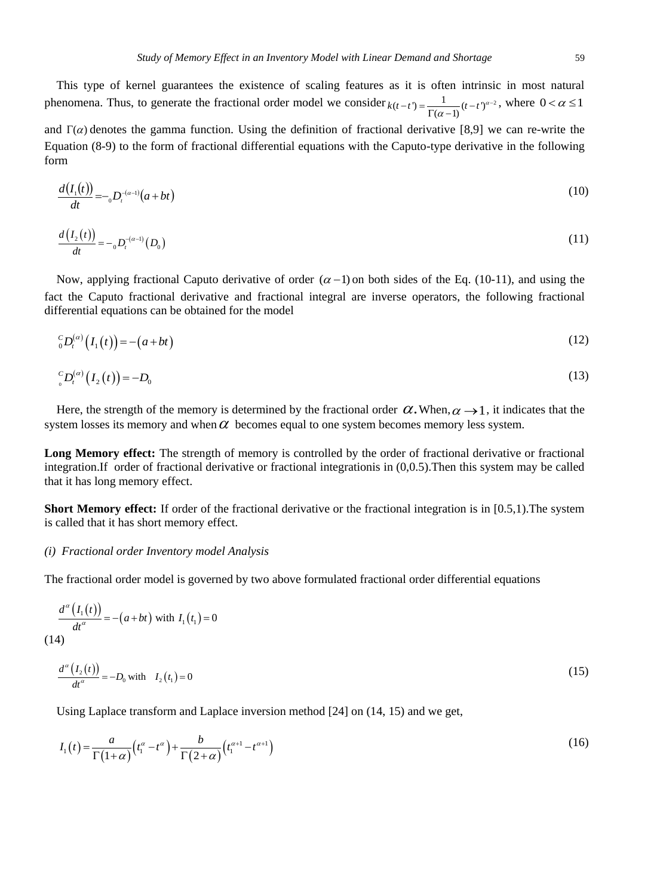This type of kernel guarantees the existence of scaling features as it is often intrinsic in most natural phenomena. Thus, to generate the fractional order model we consider $k(t-t')=\frac{1}{\Gamma(\alpha-1)}(t-t')^{\alpha-2}$, where $0<\alpha\leq 1$ and $\Gamma(\alpha)$ denotes the gamma function. Using the definition of fractional derivative [8,9] we can re-write the Equation (8-9) to the form of fractional differential equations with the Caputo-type derivative in the following form

$$\frac{d(I_1(t))}{dt}=-{}_0D_t^{-(\alpha-1)}(a+bt) \tag{10}$$

$$\frac{d(I_2(t))}{dt}=-{}_0D_t^{-(\alpha-1)}(D_0) \tag{11}$$

Now, applying fractional Caputo derivative of order $(\alpha-1)$ on both sides of the Eq. (10-11), and using the fact the Caputo fractional derivative and fractional integral are inverse operators, the following fractional differential equations can be obtained for the model

$${}_0^CD_t^{(\alpha)}(I_1(t))=-(a+bt) \tag{12}$$

$${}_0^CD_t^{(\alpha)}(I_2(t))=-D_0 \tag{13}$$

Here, the strength of the memory is determined by the fractional order $\alpha$. When, $\alpha\to 1$, it indicates that the system losses its memory and when $\alpha$ becomes equal to one system becomes memory less system.

**Long Memory effect:** The strength of memory is controlled by the order of fractional derivative or fractional integration.If order of fractional derivative or fractional integrationis in (0,0.5).Then this system may be called that it has long memory effect.

**Short Memory effect:** If order of the fractional derivative or the fractional integration is in [0.5,1).The system is called that it has short memory effect.

*(i) Fractional order Inventory model Analysis*

The fractional order model is governed by two above formulated fractional order differential equations

$$\frac{d^\alpha(I_1(t))}{dt^\alpha}=-(a+bt)\text{ with }I_1(t_1)=0 \tag{14}$$

$$\frac{d^\alpha(I_2(t))}{dt^\alpha}=-D_0\text{ with }\quad I_2(t_1)=0 \tag{15}$$

Using Laplace transform and Laplace inversion method [24] on (14, 15) and we get,

$$I_1(t)=\frac{a}{\Gamma(1+\alpha)}\left(t_1^\alpha-t^\alpha\right)+\frac{b}{\Gamma(2+\alpha)}\left(t_1^{\alpha+1}-t^{\alpha+1}\right) \tag{16}$$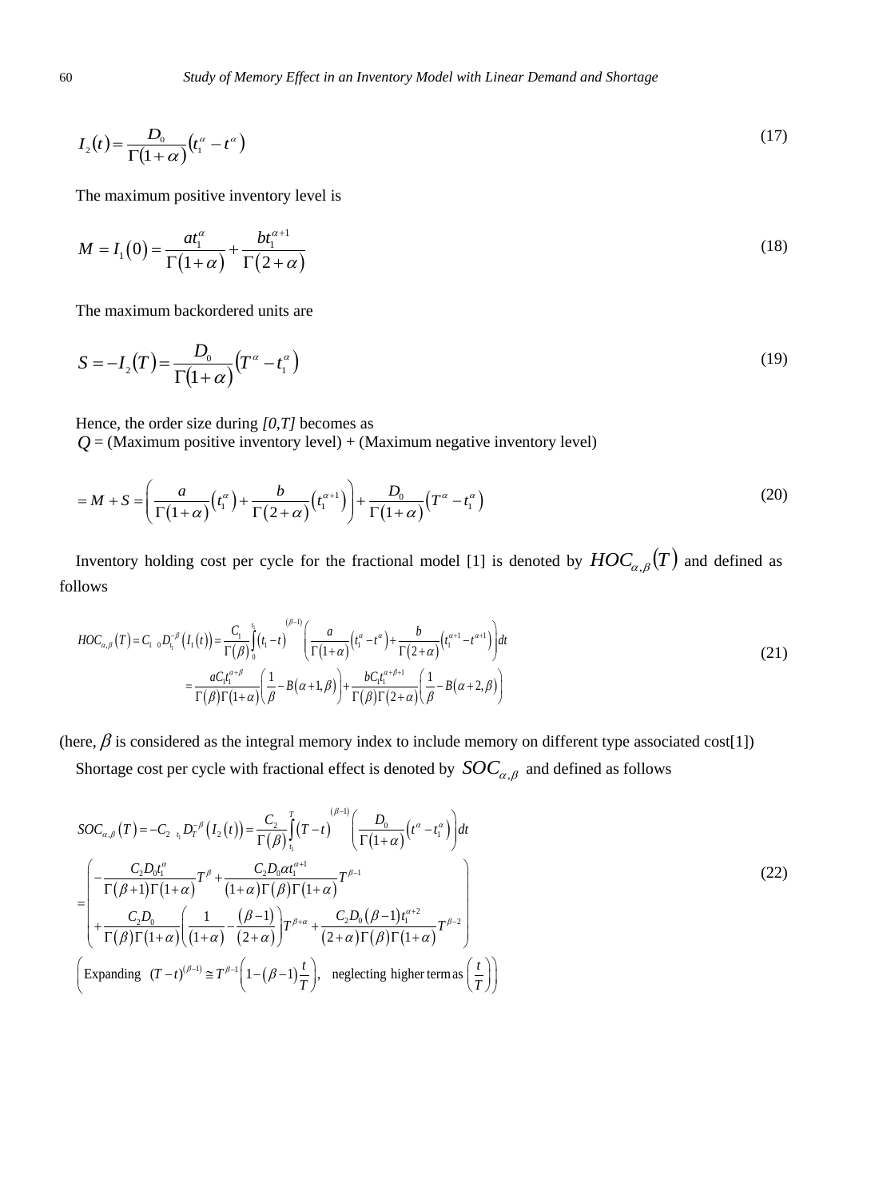$$I_2(t) = \frac{D_0}{\Gamma(1+\alpha)}\left(t_1^{\alpha} - t^{\alpha}\right) \tag{17}$$

The maximum positive inventory level is

$$M = I_1(0) = \frac{a t_1^{\alpha}}{\Gamma(1+\alpha)} + \frac{b t_1^{\alpha+1}}{\Gamma(2+\alpha)} \tag{18}$$

The maximum backordered units are

$$S = -I_2(T) = \frac{D_0}{\Gamma(1+\alpha)}\left(T^{\alpha} - t_1^{\alpha}\right) \tag{19}$$

Hence, the order size during *[0,T]* becomes as

$Q$ = (Maximum positive inventory level) + (Maximum negative inventory level)

$$= M + S = \left(\frac{a}{\Gamma(1+\alpha)}\left(t_1^{\alpha}\right) + \frac{b}{\Gamma(2+\alpha)}\left(t_1^{\alpha+1}\right)\right) + \frac{D_0}{\Gamma(1+\alpha)}\left(T^{\alpha} - t_1^{\alpha}\right) \tag{20}$$

Inventory holding cost per cycle for the fractional model [1] is denoted by $HOC_{\alpha,\beta}(T)$ and defined as follows

$$\begin{aligned} HOC_{\alpha,\beta}(T) &= C_1 \; {}_0D_{t_1}^{-\beta}\left(I_1(t)\right) = \frac{C_1}{\Gamma(\beta)}\int_0^{t_1}(t_1 - t)^{(\beta-1)}\left(\frac{a}{\Gamma(1+\alpha)}\left(t_1^{\alpha} - t^{\alpha}\right) + \frac{b}{\Gamma(2+\alpha)}\left(t_1^{\alpha+1} - t^{\alpha+1}\right)\right)dt \\ &= \frac{aC_1 t_1^{\alpha+\beta}}{\Gamma(\beta)\Gamma(1+\alpha)}\left(\frac{1}{\beta} - B(\alpha+1,\beta)\right) + \frac{bC_1 t_1^{\alpha+\beta+1}}{\Gamma(\beta)\Gamma(2+\alpha)}\left(\frac{1}{\beta} - B(\alpha+2,\beta)\right) \end{aligned} \tag{21}$$

(here, $\beta$ is considered as the integral memory index to include memory on different type associated cost[1])

Shortage cost per cycle with fractional effect is denoted by $SOC_{\alpha,\beta}$ and defined as follows

$$\begin{aligned} SOC_{\alpha,\beta}(T) &= -C_2 \; {}_{t_1}D_T^{-\beta}\left(I_2(t)\right) = \frac{C_2}{\Gamma(\beta)}\int_{t_1}^{T}(T-t)^{(\beta-1)}\left(\frac{D_0}{\Gamma(1+\alpha)}\left(t^{\alpha} - t_1^{\alpha}\right)\right)dt \\ &= \left(\begin{aligned} & -\frac{C_2 D_0 t_1^{\alpha}}{\Gamma(\beta+1)\Gamma(1+\alpha)}T^{\beta} + \frac{C_2 D_0 \alpha t_1^{\alpha+1}}{(1+\alpha)\Gamma(\beta)\Gamma(1+\alpha)}T^{\beta-1} \\ & + \frac{C_2 D_0}{\Gamma(\beta)\Gamma(1+\alpha)}\left(\frac{1}{(1+\alpha)} - \frac{(\beta-1)}{(2+\alpha)}\right)T^{\beta+\alpha} + \frac{C_2 D_0 (\beta-1) t_1^{\alpha+2}}{(2+\alpha)\Gamma(\beta)\Gamma(1+\alpha)}T^{\beta-2} \end{aligned}\right) \\ & \left(\text{Expanding } \; (T-t)^{(\beta-1)} \cong T^{\beta-1}\left(1 - (\beta-1)\frac{t}{T}\right), \; \text{ neglecting higher term as } \left(\frac{t}{T}\right)\right) \end{aligned} \tag{22}$$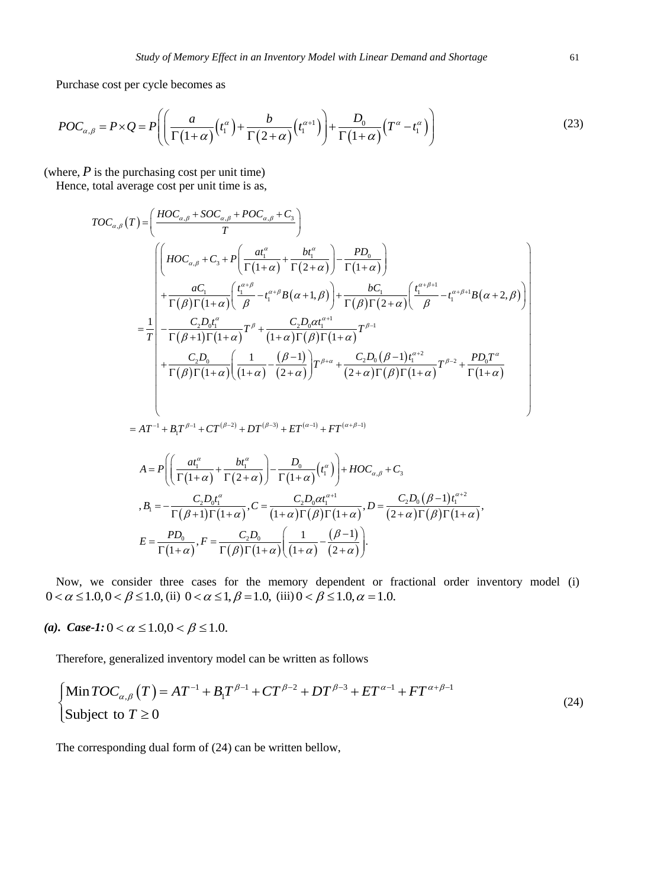Purchase cost per cycle becomes as

$$POC_{\alpha,\beta} = P \times Q = P\left(\left(\frac{a}{\Gamma(1+\alpha)}\left(t_1^{\alpha}\right) + \frac{b}{\Gamma(2+\alpha)}\left(t_1^{\alpha+1}\right)\right) + \frac{D_0}{\Gamma(1+\alpha)}\left(T^{\alpha} - t_1^{\alpha}\right)\right) \tag{23}$$

(where, $P$ is the purchasing cost per unit time)

Hence, total average cost per unit time is as,

$$TOC_{\alpha,\beta}(T) = \left(\frac{HOC_{\alpha,\beta} + SOC_{\alpha,\beta} + POC_{\alpha,\beta} + C_3}{T}\right)$$

$$= \frac{1}{T}\left(\begin{array}{l}\left(HOC_{\alpha,\beta} + C_3 + P\left(\dfrac{at_1^{\alpha}}{\Gamma(1+\alpha)} + \dfrac{bt_1^{\alpha}}{\Gamma(2+\alpha)}\right) - \dfrac{PD_0}{\Gamma(1+\alpha)}\right) \\ + \dfrac{aC_1}{\Gamma(\beta)\Gamma(1+\alpha)}\left(\dfrac{t_1^{\alpha+\beta}}{\beta} - t_1^{\alpha+\beta}B(\alpha+1,\beta)\right) + \dfrac{bC_1}{\Gamma(\beta)\Gamma(2+\alpha)}\left(\dfrac{t_1^{\alpha+\beta+1}}{\beta} - t_1^{\alpha+\beta+1}B(\alpha+2,\beta)\right) \\ - \dfrac{C_2D_0t_1^{\alpha}}{\Gamma(\beta+1)\Gamma(1+\alpha)}T^{\beta} + \dfrac{C_2D_0\alpha t_1^{\alpha+1}}{(1+\alpha)\Gamma(\beta)\Gamma(1+\alpha)}T^{\beta-1} \\ + \dfrac{C_2D_0}{\Gamma(\beta)\Gamma(1+\alpha)}\left(\dfrac{1}{(1+\alpha)} - \dfrac{(\beta-1)}{(2+\alpha)}\right)T^{\beta+\alpha} + \dfrac{C_2D_0(\beta-1)t_1^{\alpha+2}}{(2+\alpha)\Gamma(\beta)\Gamma(1+\alpha)}T^{\beta-2} + \dfrac{PD_0T^{\alpha}}{\Gamma(1+\alpha)}\end{array}\right)$$

$$= AT^{-1} + B_1T^{\beta-1} + CT^{(\beta-2)} + DT^{(\beta-3)} + ET^{(\alpha-1)} + FT^{(\alpha+\beta-1)}$$

$$A = P\left(\left(\frac{at_1^{\alpha}}{\Gamma(1+\alpha)} + \frac{bt_1^{\alpha}}{\Gamma(2+\alpha)}\right) - \frac{D_0}{\Gamma(1+\alpha)}\left(t_1^{\alpha}\right)\right) + HOC_{\alpha,\beta} + C_3$$

$$,B_1 = -\frac{C_2D_0t_1^{\alpha}}{\Gamma(\beta+1)\Gamma(1+\alpha)}, C = \frac{C_2D_0\alpha t_1^{\alpha+1}}{(1+\alpha)\Gamma(\beta)\Gamma(1+\alpha)}, D = \frac{C_2D_0(\beta-1)t_1^{\alpha+2}}{(2+\alpha)\Gamma(\beta)\Gamma(1+\alpha)},$$

$$E = \frac{PD_0}{\Gamma(1+\alpha)}, F = \frac{C_2D_0}{\Gamma(\beta)\Gamma(1+\alpha)}\left(\frac{1}{(1+\alpha)} - \frac{(\beta-1)}{(2+\alpha)}\right).$$

Now, we consider three cases for the memory dependent or fractional order inventory model (i) $0 < \alpha \le 1.0, 0 < \beta \le 1.0,$ (ii) $0 < \alpha \le 1, \beta = 1.0,$ (iii) $0 < \beta \le 1.0, \alpha = 1.0.$

***(a). Case-1:*** $0 < \alpha \le 1.0, 0 < \beta \le 1.0.$

Therefore, generalized inventory model can be written as follows

$$\begin{cases}\text{Min}\, TOC_{\alpha,\beta}(T) = AT^{-1} + B_1T^{\beta-1} + CT^{\beta-2} + DT^{\beta-3} + ET^{\alpha-1} + FT^{\alpha+\beta-1} \\ \text{Subject to } T \ge 0\end{cases} \tag{24}$$

The corresponding dual form of (24) can be written bellow,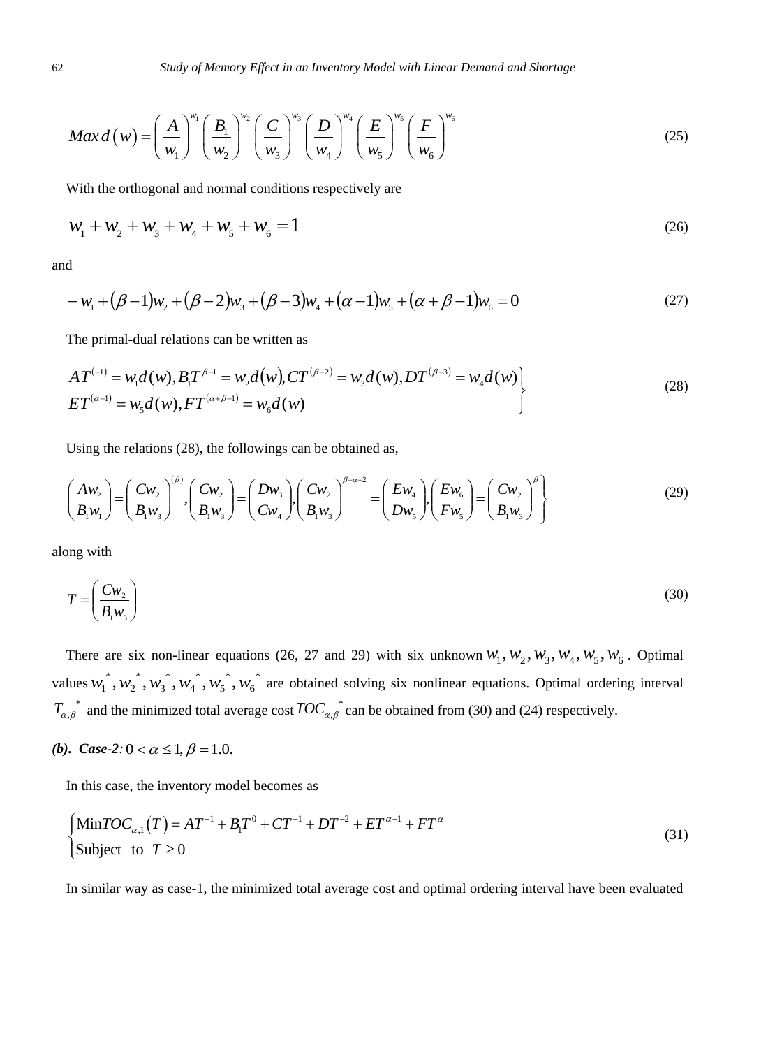$$Max\, d\left(w\right)=\left(\frac{A}{w_1}\right)^{w_1}\left(\frac{B_1}{w_2}\right)^{w_2}\left(\frac{C}{w_3}\right)^{w_3}\left(\frac{D}{w_4}\right)^{w_4}\left(\frac{E}{w_5}\right)^{w_5}\left(\frac{F}{w_6}\right)^{w_6} \tag{25}$$

With the orthogonal and normal conditions respectively are

$$w_1+w_2+w_3+w_4+w_5+w_6=1 \tag{26}$$

and

$$-w_1+\left(\beta-1\right)w_2+\left(\beta-2\right)w_3+\left(\beta-3\right)w_4+\left(\alpha-1\right)w_5+\left(\alpha+\beta-1\right)w_6=0 \tag{27}$$

The primal-dual relations can be written as

$$\left.\begin{array}{l} AT^{(-1)}=w_1d(w), B_1T^{\beta-1}=w_2d\left(w\right), CT^{(\beta-2)}=w_3d(w), DT^{(\beta-3)}=w_4d(w) \\ ET^{(\alpha-1)}=w_5d(w), FT^{(\alpha+\beta-1)}=w_6d(w) \end{array}\right\} \tag{28}$$

Using the relations (28), the followings can be obtained as,

$$\left.\left(\frac{Aw_2}{B_1w_1}\right)=\left(\frac{Cw_2}{B_1w_3}\right)^{(\beta)},\left(\frac{Cw_2}{B_1w_3}\right)=\left(\frac{Dw_3}{Cw_4}\right),\left(\frac{Cw_2}{B_1w_3}\right)^{\beta-\alpha-2}=\left(\frac{Ew_4}{Dw_5}\right),\left(\frac{Ew_6}{Fw_5}\right)=\left(\frac{Cw_2}{B_1w_3}\right)^{\beta}\right\} \tag{29}$$

along with

$$T=\left(\frac{Cw_2}{B_1w_3}\right) \tag{30}$$

There are six non-linear equations (26, 27 and 29) with six unknown $w_1, w_2, w_3, w_4, w_5, w_6$. Optimal values $w_1^*, w_2^*, w_3^*, w_4^*, w_5^*, w_6^*$ are obtained solving six nonlinear equations. Optimal ordering interval $T_{\alpha,\beta}^*$ and the minimized total average cost $TOC_{\alpha,\beta}^*$ can be obtained from (30) and (24) respectively.

***(b). Case-2:*** $0<\alpha\le 1, \beta=1.0.$

In this case, the inventory model becomes as

$$\begin{cases} \text{Min}TOC_{\alpha,1}\left(T\right)=AT^{-1}+B_1T^{0}+CT^{-1}+DT^{-2}+ET^{\alpha-1}+FT^{\alpha} \\ \text{Subject to } T\ge 0 \end{cases} \tag{31}$$

In similar way as case-1, the minimized total average cost and optimal ordering interval have been evaluated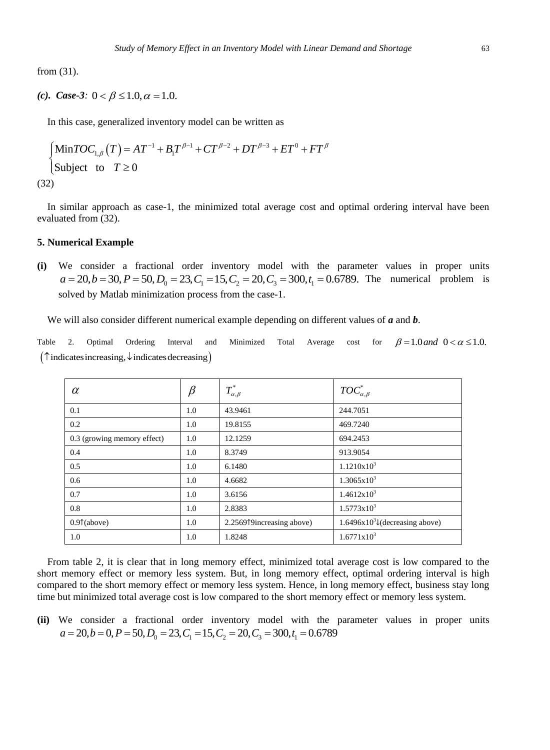from (31).

***(c). Case-3:*** $0 < \beta \leq 1.0, \alpha = 1.0.$

In this case, generalized inventory model can be written as

$$\begin{cases} \text{Min}TOC_{1,\beta}\left(T\right) = AT^{-1} + B_1T^{\beta-1} + CT^{\beta-2} + DT^{\beta-3} + ET^{0} + FT^{\beta} \\ \text{Subject to} \quad T \geq 0 \end{cases}$$

(32)

In similar approach as case-1, the minimized total average cost and optimal ordering interval have been evaluated from (32).

**5. Numerical Example**

**(i)** We consider a fractional order inventory model with the parameter values in proper units $a = 20, b = 30, P = 50, D_0 = 23, C_1 = 15, C_2 = 20, C_3 = 300, t_1 = 0.6789.$ The numerical problem is solved by Matlab minimization process from the case-1.

We will also consider different numerical example depending on different values of ***a*** and ***b***.

Table 2. Optimal Ordering Interval and Minimized Total Average cost for $\beta = 1.0$ *and* $0 < \alpha \leq 1.0.$ $\left(\uparrow \text{indicates increasing}, \downarrow \text{indicates decreasing}\right)$

| $\alpha$ | $\beta$ | $T^*_{\alpha,\beta}$ | $TOC^*_{\alpha,\beta}$ |
|---|---|---|---|
| 0.1 | 1.0 | 43.9461 | 244.7051 |
| 0.2 | 1.0 | 19.8155 | 469.7240 |
| 0.3 (growing memory effect) | 1.0 | 12.1259 | 694.2453 |
| 0.4 | 1.0 | 8.3749 | 913.9054 |
| 0.5 | 1.0 | 6.1480 | $1.1210\text{x}10^3$ |
| 0.6 | 1.0 | 4.6682 | $1.3065\text{x}10^3$ |
| 0.7 | 1.0 | 3.6156 | $1.4612\text{x}10^3$ |
| 0.8 | 1.0 | 2.8383 | $1.5773\text{x}10^3$ |
| 0.9↑(above) | 1.0 | 2.2569↑9increasing above) | $1.6496\text{x}10^3$↓(decreasing above) |
| 1.0 | 1.0 | 1.8248 | $1.6771\text{x}10^3$ |

From table 2, it is clear that in long memory effect, minimized total average cost is low compared to the short memory effect or memory less system. But, in long memory effect, optimal ordering interval is high compared to the short memory effect or memory less system. Hence, in long memory effect, business stay long time but minimized total average cost is low compared to the short memory effect or memory less system.

**(ii)** We consider a fractional order inventory model with the parameter values in proper units $a = 20, b = 0, P = 50, D_0 = 23, C_1 = 15, C_2 = 20, C_3 = 300, t_1 = 0.6789$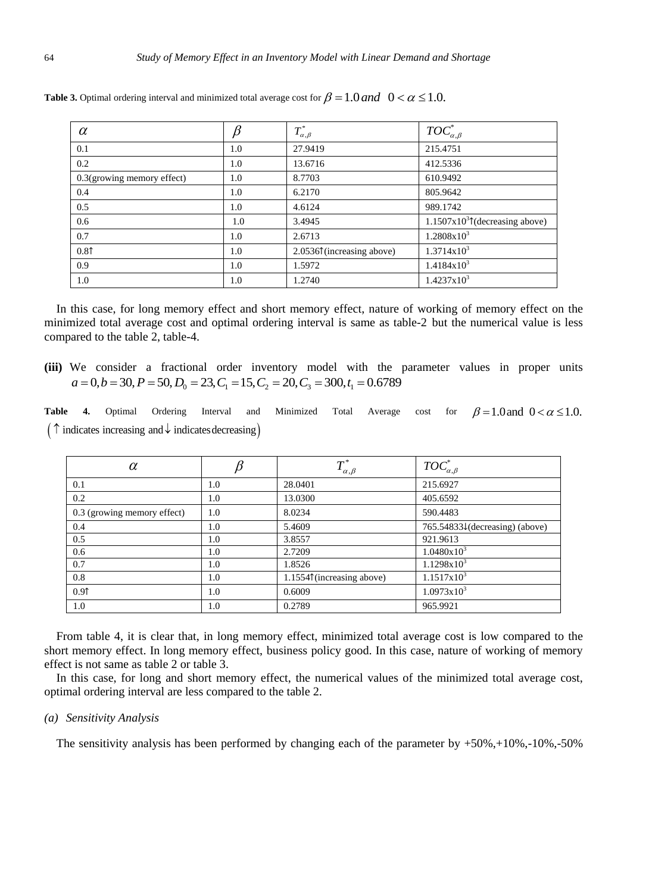**Table 3.** Optimal ordering interval and minimized total average cost for $\beta = 1.0 \; and \;\; 0 < \alpha \le 1.0.$

| $\alpha$ | $\beta$ | $T^*_{\alpha,\beta}$ | $TOC^*_{\alpha,\beta}$ |
|---|---|---|---|
| 0.1 | 1.0 | 27.9419 | 215.4751 |
| 0.2 | 1.0 | 13.6716 | 412.5336 |
| 0.3(growing memory effect) | 1.0 | 8.7703 | 610.9492 |
| 0.4 | 1.0 | 6.2170 | 805.9642 |
| 0.5 | 1.0 | 4.6124 | 989.1742 |
| 0.6 | 1.0 | 3.4945 | $1.1507\text{x}10^3$↑(decreasing above) |
| 0.7 | 1.0 | 2.6713 | $1.2808\text{x}10^3$ |
| 0.8↑ | 1.0 | 2.0536↑(increasing above) | $1.3714\text{x}10^3$ |
| 0.9 | 1.0 | 1.5972 | $1.4184\text{x}10^3$ |
| 1.0 | 1.0 | 1.2740 | $1.4237\text{x}10^3$ |

In this case, for long memory effect and short memory effect, nature of working of memory effect on the minimized total average cost and optimal ordering interval is same as table-2 but the numerical value is less compared to the table 2, table-4.

**(iii)** We consider a fractional order inventory model with the parameter values in proper units $a = 0, b = 30, P = 50, D_0 = 23, C_1 = 15, C_2 = 20, C_3 = 300, t_1 = 0.6789$

**Table 4.** Optimal Ordering Interval and Minimized Total Average cost for $\beta = 1.0$ and $0 < \alpha \le 1.0.$ $\left(\uparrow \text{ indicates increasing and} \downarrow \text{ indicates decreasing}\right)$

| $\alpha$ | $\beta$ | $T^*_{\alpha,\beta}$ | $TOC^*_{\alpha,\beta}$ |
|---|---|---|---|
| 0.1 | 1.0 | 28.0401 | 215.6927 |
| 0.2 | 1.0 | 13.0300 | 405.6592 |
| 0.3 (growing memory effect) | 1.0 | 8.0234 | 590.4483 |
| 0.4 | 1.0 | 5.4609 | 765.54833↓(decreasing) (above) |
| 0.5 | 1.0 | 3.8557 | 921.9613 |
| 0.6 | 1.0 | 2.7209 | $1.0480\text{x}10^3$ |
| 0.7 | 1.0 | 1.8526 | $1.1298\text{x}10^3$ |
| 0.8 | 1.0 | 1.1554↑(increasing above) | $1.1517\text{x}10^3$ |
| 0.9↑ | 1.0 | 0.6009 | $1.0973\text{x}10^3$ |
| 1.0 | 1.0 | 0.2789 | 965.9921 |

From table 4, it is clear that, in long memory effect, minimized total average cost is low compared to the short memory effect. In long memory effect, business policy good. In this case, nature of working of memory effect is not same as table 2 or table 3.

In this case, for long and short memory effect, the numerical values of the minimized total average cost, optimal ordering interval are less compared to the table 2.

*(a) Sensitivity Analysis*

The sensitivity analysis has been performed by changing each of the parameter by +50%,+10%,-10%,-50%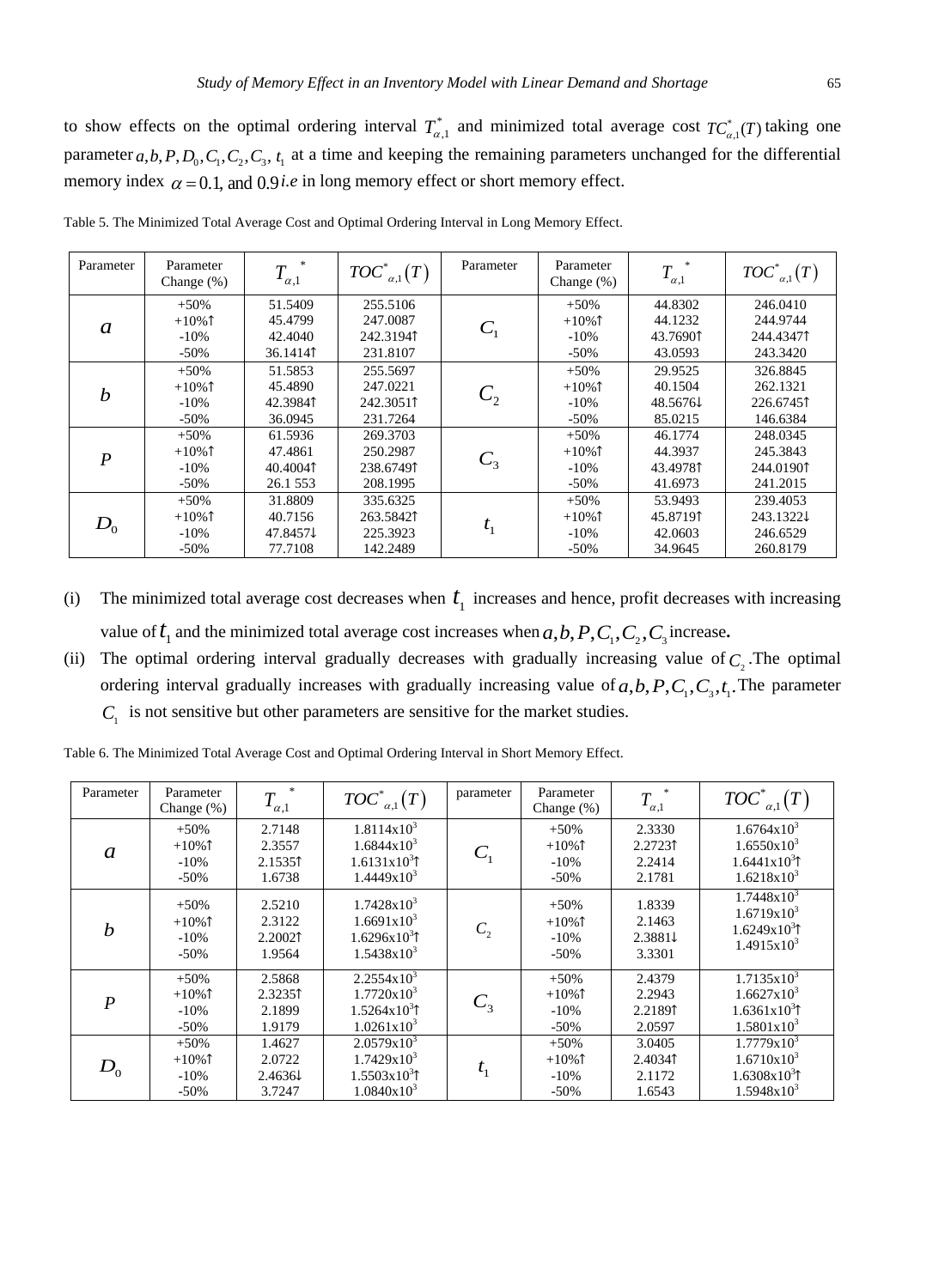to show effects on the optimal ordering interval $T_{\alpha,1}^{*}$ and minimized total average cost $TC_{\alpha,1}^{*}(T)$ taking one parameter $a, b, P, D_0, C_1, C_2, C_3, t_1$ at a time and keeping the remaining parameters unchanged for the differential memory index $\alpha = 0.1$, and $0.9$ *i.e* in long memory effect or short memory effect.

Table 5. The Minimized Total Average Cost and Optimal Ordering Interval in Long Memory Effect.

| Parameter | Parameter Change (%) | $T_{\alpha,1}^{*}$ | $TOC_{\alpha,1}^{*}(T)$ | Parameter | Parameter Change (%) | $T_{\alpha,1}^{*}$ | $TOC_{\alpha,1}^{*}(T)$ |
|---|---|---|---|---|---|---|---|
| $a$ | +50%<br>+10%↑<br>-10%<br>-50% | 51.5409<br>45.4799<br>42.4040<br>36.1414↑ | 255.5106<br>247.0087<br>242.3194↑<br>231.8107 | $C_1$ | +50%<br>+10%↑<br>-10%<br>-50% | 44.8302<br>44.1232<br>43.7690↑<br>43.0593 | 246.0410<br>244.9744<br>244.4347↑<br>243.3420 |
| $b$ | +50%<br>+10%↑<br>-10%<br>-50% | 51.5853<br>45.4890<br>42.3984↑<br>36.0945 | 255.5697<br>247.0221<br>242.3051↑<br>231.7264 | $C_2$ | +50%<br>+10%↑<br>-10%<br>-50% | 29.9525<br>40.1504<br>48.5676↓<br>85.0215 | 326.8845<br>262.1321<br>226.6745↑<br>146.6384 |
| $P$ | +50%<br>+10%↑<br>-10%<br>-50% | 61.5936<br>47.4861<br>40.4004↑<br>26.1 553 | 269.3703<br>250.2987<br>238.6749↑<br>208.1995 | $C_3$ | +50%<br>+10%↑<br>-10%<br>-50% | 46.1774<br>44.3937<br>43.4978↑<br>41.6973 | 248.0345<br>245.3843<br>244.0190↑<br>241.2015 |
| $D_0$ | +50%<br>+10%↑<br>-10%<br>-50% | 31.8809<br>40.7156<br>47.8457↓<br>77.7108 | 335.6325<br>263.5842↑<br>225.3923<br>142.2489 | $t_1$ | +50%<br>+10%↑<br>-10%<br>-50% | 53.9493<br>45.8719↑<br>42.0603<br>34.9645 | 239.4053<br>243.1322↓<br>246.6529<br>260.8179 |

(i) The minimized total average cost decreases when $t_1$ increases and hence, profit decreases with increasing value of $t_1$ and the minimized total average cost increases when $a, b, P, C_1, C_2, C_3$ increase**.**

(ii) The optimal ordering interval gradually decreases with gradually increasing value of $C_2$. The optimal ordering interval gradually increases with gradually increasing value of $a, b, P, C_1, C_3, t_1$. The parameter $C_1$ is not sensitive but other parameters are sensitive for the market studies.

Table 6. The Minimized Total Average Cost and Optimal Ordering Interval in Short Memory Effect.

| Parameter | Parameter Change (%) | $T_{\alpha,1}^{*}$ | $TOC_{\alpha,1}^{*}(T)$ | parameter | Parameter Change (%) | $T_{\alpha,1}^{*}$ | $TOC_{\alpha,1}^{*}(T)$ |
|---|---|---|---|---|---|---|---|
| $a$ | +50%<br>+10%↑<br>-10%<br>-50% | 2.7148<br>2.3557<br>2.1535↑<br>1.6738 | $1.8114\times10^3$<br>$1.6844\times10^3$<br>$1.6131\times10^3$↑<br>$1.4449\times10^3$ | $C_1$ | +50%<br>+10%↑<br>-10%<br>-50% | 2.3330<br>2.2723↑<br>2.2414<br>2.1781 | $1.6764\times10^3$<br>$1.6550\times10^3$<br>$1.6441\times10^3$↑<br>$1.6218\times10^3$ |
| $b$ | +50%<br>+10%↑<br>-10%<br>-50% | 2.5210<br>2.3122<br>2.2002↑<br>1.9564 | $1.7428\times10^3$<br>$1.6691\times10^3$<br>$1.6296\times10^3$↑<br>$1.5438\times10^3$ | $C_2$ | +50%<br>+10%↑<br>-10%<br>-50% | 1.8339<br>2.1463<br>2.3881↓<br>3.3301 | $1.7448\times10^3$<br>$1.6719\times10^3$<br>$1.6249\times10^3$↑<br>$1.4915\times10^3$ |
| $P$ | +50%<br>+10%↑<br>-10%<br>-50% | 2.5868<br>2.3235↑<br>2.1899<br>1.9179 | $2.2554\times10^3$<br>$1.7720\times10^3$<br>$1.5264\times10^3$↑<br>$1.0261\times10^3$ | $C_3$ | +50%<br>+10%↑<br>-10%<br>-50% | 2.4379<br>2.2943<br>2.2189↑<br>2.0597 | $1.7135\times10^3$<br>$1.6627\times10^3$<br>$1.6361\times10^3$↑<br>$1.5801\times10^3$ |
| $D_0$ | +50%<br>+10%↑<br>-10%<br>-50% | 1.4627<br>2.0722<br>2.4636↓<br>3.7247 | $2.0579\times10^3$<br>$1.7429\times10^3$<br>$1.5503\times10^3$↑<br>$1.0840\times10^3$ | $t_1$ | +50%<br>+10%↑<br>-10%<br>-50% | 3.0405<br>2.4034↑<br>2.1172<br>1.6543 | $1.7779\times10^3$<br>$1.6710\times10^3$<br>$1.6308\times10^3$↑<br>$1.5948\times10^3$ |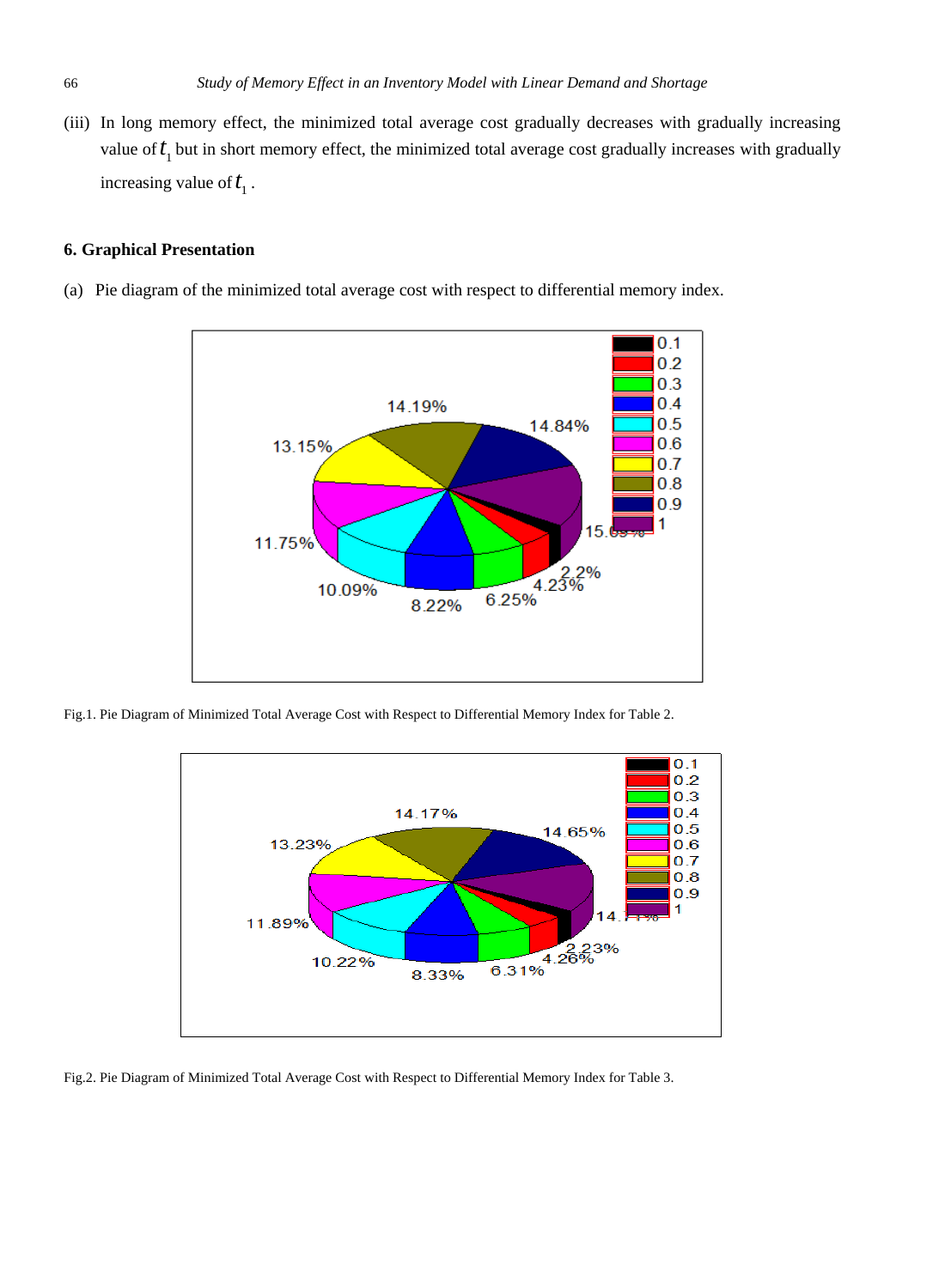(iii) In long memory effect, the minimized total average cost gradually decreases with gradually increasing value of $t_1$ but in short memory effect, the minimized total average cost gradually increases with gradually increasing value of $t_1$.

### 6. Graphical Presentation

(a) Pie diagram of the minimized total average cost with respect to differential memory index.

Fig.1. Pie Diagram of Minimized Total Average Cost with Respect to Differential Memory Index for Table 2.

Fig.2. Pie Diagram of Minimized Total Average Cost with Respect to Differential Memory Index for Table 3.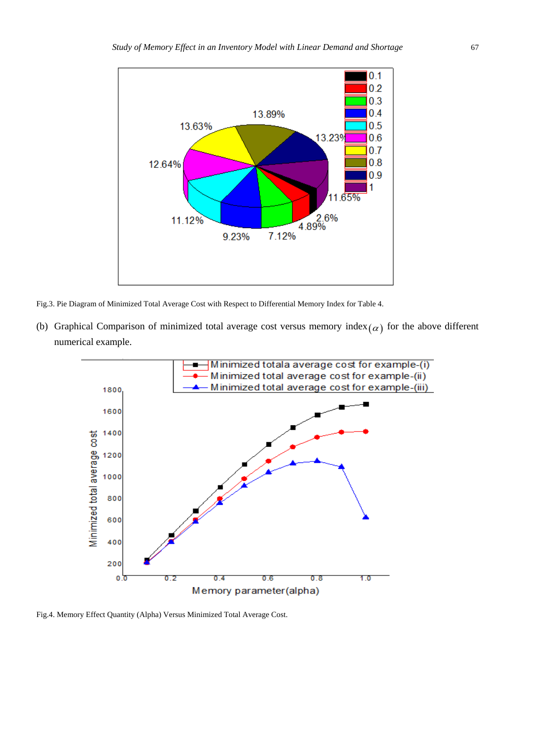Fig.3. Pie Diagram of Minimized Total Average Cost with Respect to Differential Memory Index for Table 4.

(b) Graphical Comparison of minimized total average cost versus memory index $(\alpha)$ for the above different numerical example.

Fig.4. Memory Effect Quantity (Alpha) Versus Minimized Total Average Cost.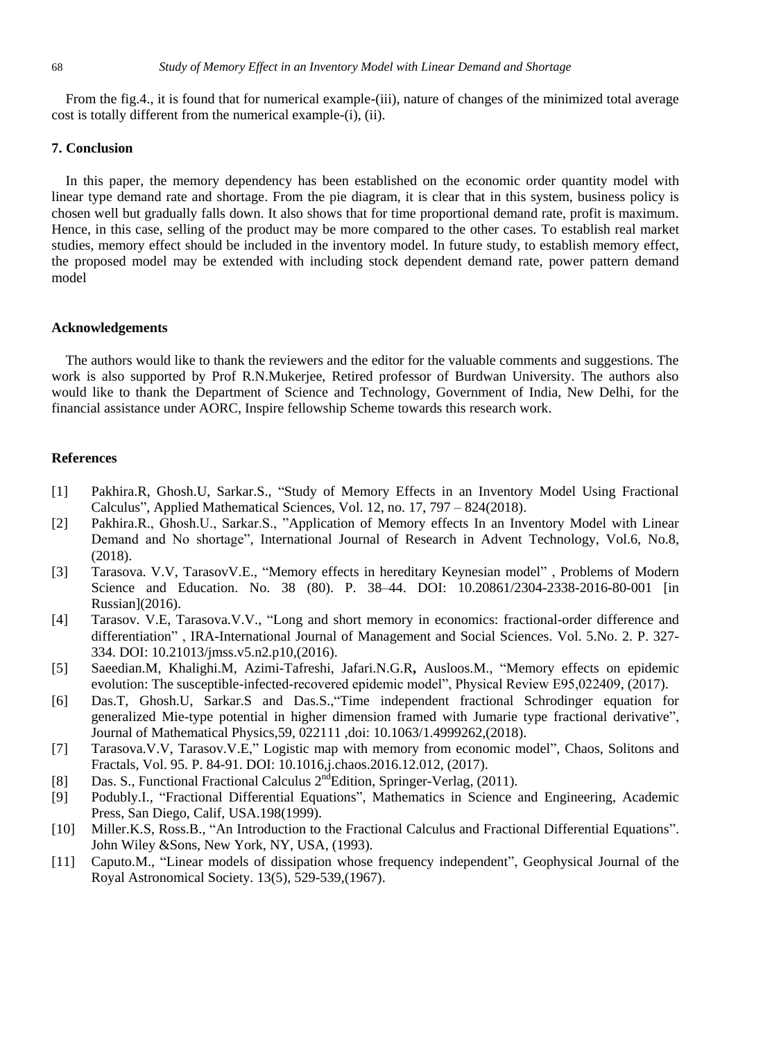From the fig.4., it is found that for numerical example-(iii), nature of changes of the minimized total average cost is totally different from the numerical example-(i), (ii).

## 7. Conclusion

In this paper, the memory dependency has been established on the economic order quantity model with linear type demand rate and shortage. From the pie diagram, it is clear that in this system, business policy is chosen well but gradually falls down. It also shows that for time proportional demand rate, profit is maximum. Hence, in this case, selling of the product may be more compared to the other cases. To establish real market studies, memory effect should be included in the inventory model. In future study, to establish memory effect, the proposed model may be extended with including stock dependent demand rate, power pattern demand model

## Acknowledgements

The authors would like to thank the reviewers and the editor for the valuable comments and suggestions. The work is also supported by Prof R.N.Mukerjee, Retired professor of Burdwan University. The authors also would like to thank the Department of Science and Technology, Government of India, New Delhi, for the financial assistance under AORC, Inspire fellowship Scheme towards this research work.

## References

[1] Pakhira.R, Ghosh.U, Sarkar.S., "Study of Memory Effects in an Inventory Model Using Fractional Calculus", Applied Mathematical Sciences, Vol. 12, no. 17, 797 – 824(2018).

[2] Pakhira.R., Ghosh.U., Sarkar.S., "Application of Memory effects In an Inventory Model with Linear Demand and No shortage", International Journal of Research in Advent Technology, Vol.6, No.8, (2018).

[3] Tarasova. V.V, TarasovV.E., "Memory effects in hereditary Keynesian model" , Problems of Modern Science and Education. No. 38 (80). P. 38–44. DOI: 10.20861/2304-2338-2016-80-001 [in Russian](2016).

[4] Tarasov. V.E, Tarasova.V.V., "Long and short memory in economics: fractional-order difference and differentiation" , IRA-International Journal of Management and Social Sciences. Vol. 5.No. 2. P. 327-334. DOI: 10.21013/jmss.v5.n2.p10,(2016).

[5] Saeedian.M, Khalighi.M, Azimi-Tafreshi, Jafari.N.G.R, Ausloos.M., "Memory effects on epidemic evolution: The susceptible-infected-recovered epidemic model", Physical Review E95,022409, (2017).

[6] Das.T, Ghosh.U, Sarkar.S and Das.S.,"Time independent fractional Schrodinger equation for generalized Mie-type potential in higher dimension framed with Jumarie type fractional derivative", Journal of Mathematical Physics,59, 022111 ,doi: 10.1063/1.4999262,(2018).

[7] Tarasova.V.V, Tarasov.V.E," Logistic map with memory from economic model", Chaos, Solitons and Fractals, Vol. 95. P. 84-91. DOI: 10.1016,j.chaos.2016.12.012, (2017).

[8] Das. S., Functional Fractional Calculus 2ndEdition, Springer-Verlag, (2011).

[9] Podubly.I., "Fractional Differential Equations", Mathematics in Science and Engineering, Academic Press, San Diego, Calif, USA.198(1999).

[10] Miller.K.S, Ross.B., "An Introduction to the Fractional Calculus and Fractional Differential Equations". John Wiley &Sons, New York, NY, USA, (1993).

[11] Caputo.M., "Linear models of dissipation whose frequency independent", Geophysical Journal of the Royal Astronomical Society. 13(5), 529-539,(1967).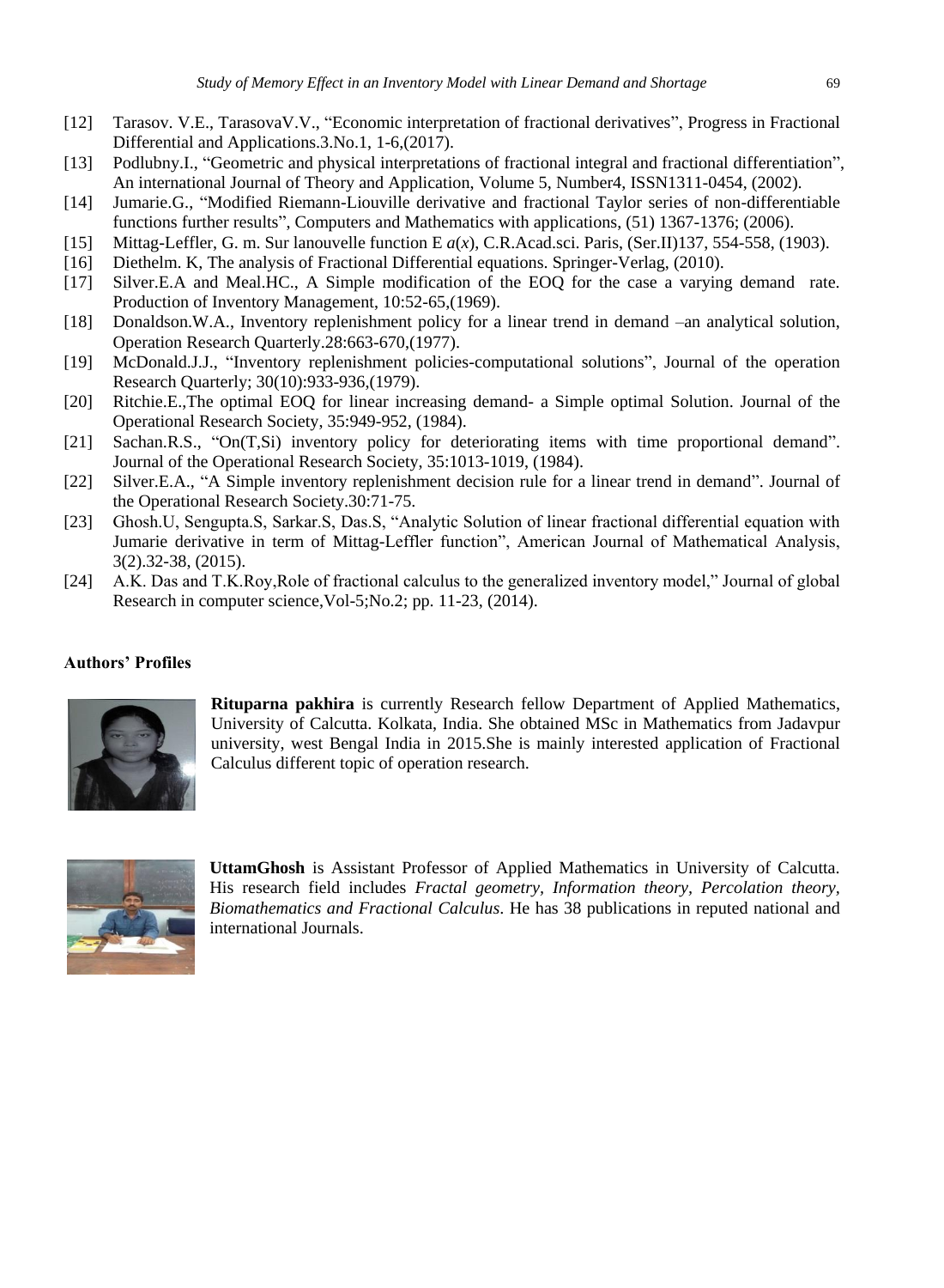[12] Tarasov. V.E., TarasovaV.V., "Economic interpretation of fractional derivatives", Progress in Fractional Differential and Applications.3.No.1, 1-6,(2017).

[13] Podlubny.I., "Geometric and physical interpretations of fractional integral and fractional differentiation", An international Journal of Theory and Application, Volume 5, Number4, ISSN1311-0454, (2002).

[14] Jumarie.G., "Modified Riemann-Liouville derivative and fractional Taylor series of non-differentiable functions further results", Computers and Mathematics with applications, (51) 1367-1376; (2006).

[15] Mittag-Leffler, G. m. Sur lanouvelle function E *a*(*x*), C.R.Acad.sci. Paris, (Ser.II)137, 554-558, (1903).

[16] Diethelm. K, The analysis of Fractional Differential equations. Springer-Verlag, (2010).

[17] Silver.E.A and Meal.HC., A Simple modification of the EOQ for the case a varying demand rate. Production of Inventory Management, 10:52-65,(1969).

[18] Donaldson.W.A., Inventory replenishment policy for a linear trend in demand –an analytical solution, Operation Research Quarterly.28:663-670,(1977).

[19] McDonald.J.J., "Inventory replenishment policies-computational solutions", Journal of the operation Research Quarterly; 30(10):933-936,(1979).

[20] Ritchie.E.,The optimal EOQ for linear increasing demand- a Simple optimal Solution. Journal of the Operational Research Society, 35:949-952, (1984).

[21] Sachan.R.S., "On(T,Si) inventory policy for deteriorating items with time proportional demand". Journal of the Operational Research Society, 35:1013-1019, (1984).

[22] Silver.E.A., "A Simple inventory replenishment decision rule for a linear trend in demand". Journal of the Operational Research Society.30:71-75.

[23] Ghosh.U, Sengupta.S, Sarkar.S, Das.S, "Analytic Solution of linear fractional differential equation with Jumarie derivative in term of Mittag-Leffler function", American Journal of Mathematical Analysis, 3(2).32-38, (2015).

[24] A.K. Das and T.K.Roy,Role of fractional calculus to the generalized inventory model," Journal of global Research in computer science,Vol-5;No.2; pp. 11-23, (2014).

**Authors' Profiles**

**Rituparna pakhira** is currently Research fellow Department of Applied Mathematics, University of Calcutta. Kolkata, India. She obtained MSc in Mathematics from Jadavpur university, west Bengal India in 2015.She is mainly interested application of Fractional Calculus different topic of operation research.

**UttamGhosh** is Assistant Professor of Applied Mathematics in University of Calcutta. His research field includes *Fractal geometry, Information theory, Percolation theory, Biomathematics and Fractional Calculus*. He has 38 publications in reputed national and international Journals.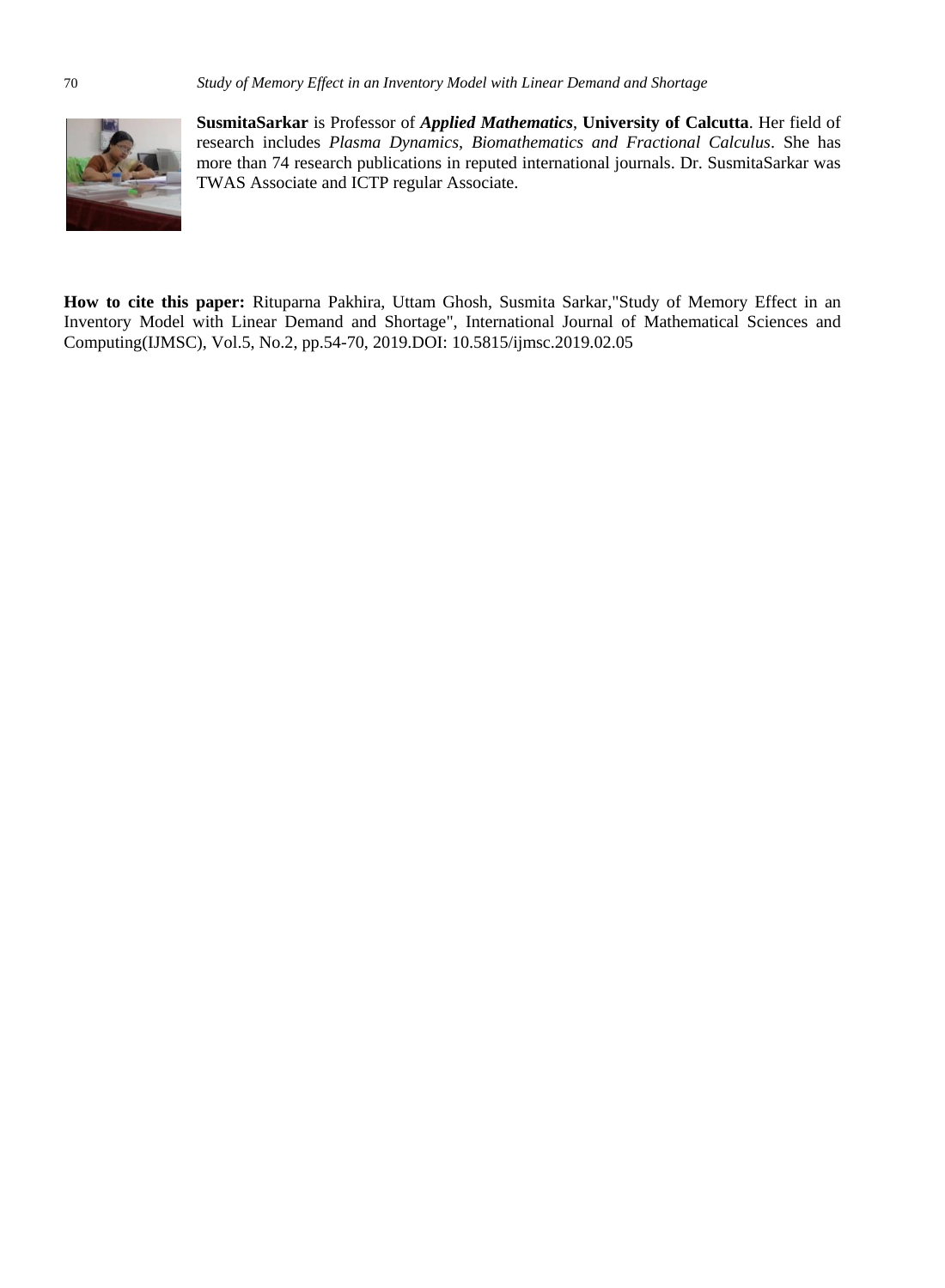**SusmitaSarkar** is Professor of ***Applied Mathematics***, **University of Calcutta**. Her field of research includes *Plasma Dynamics, Biomathematics and Fractional Calculus*. She has more than 74 research publications in reputed international journals. Dr. SusmitaSarkar was TWAS Associate and ICTP regular Associate.

**How to cite this paper:** Rituparna Pakhira, Uttam Ghosh, Susmita Sarkar,"Study of Memory Effect in an Inventory Model with Linear Demand and Shortage", International Journal of Mathematical Sciences and Computing(IJMSC), Vol.5, No.2, pp.54-70, 2019.DOI: 10.5815/ijmsc.2019.02.05